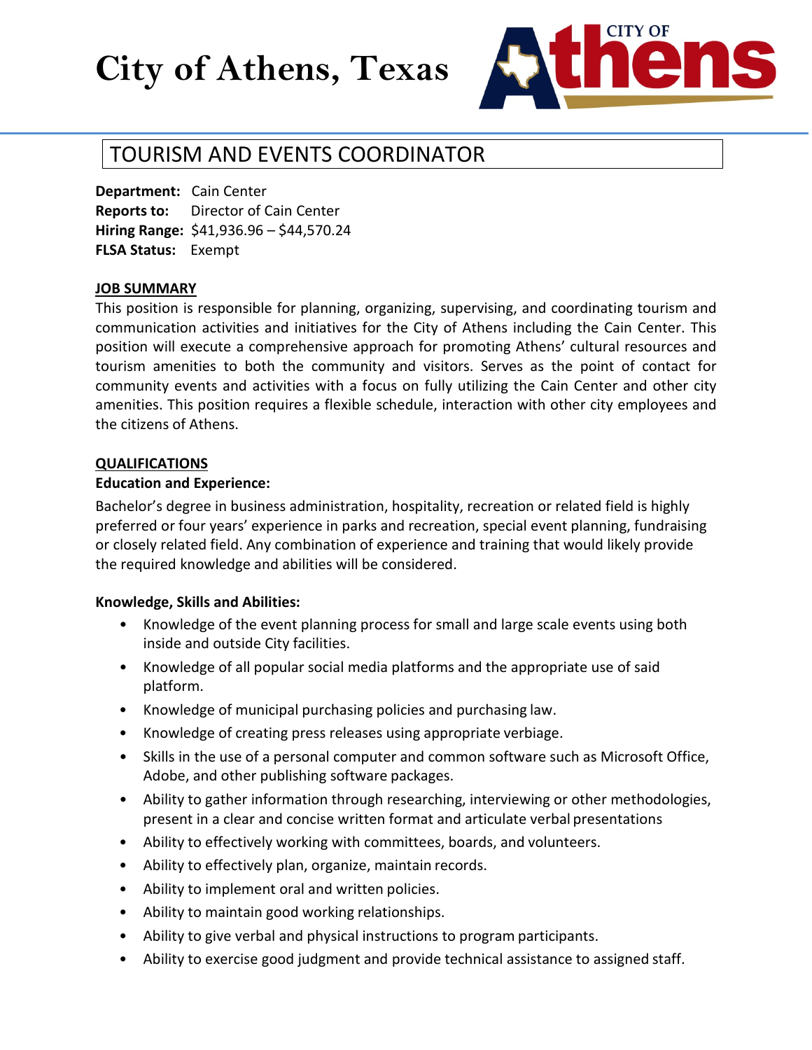# City of Athens, Texas

## TOURISM AND EVENTS COORDINATOR

**Department:** Cain Center
**Reports to:** Director of Cain Center
**Hiring Range:** $41,936.96 – $44,570.24
**FLSA Status:** Exempt

### JOB SUMMARY

This position is responsible for planning, organizing, supervising, and coordinating tourism and communication activities and initiatives for the City of Athens including the Cain Center. This position will execute a comprehensive approach for promoting Athens' cultural resources and tourism amenities to both the community and visitors. Serves as the point of contact for community events and activities with a focus on fully utilizing the Cain Center and other city amenities. This position requires a flexible schedule, interaction with other city employees and the citizens of Athens.

### QUALIFICATIONS

**Education and Experience:**

Bachelor's degree in business administration, hospitality, recreation or related field is highly preferred or four years' experience in parks and recreation, special event planning, fundraising or closely related field. Any combination of experience and training that would likely provide the required knowledge and abilities will be considered.

**Knowledge, Skills and Abilities:**

- Knowledge of the event planning process for small and large scale events using both inside and outside City facilities.
- Knowledge of all popular social media platforms and the appropriate use of said platform.
- Knowledge of municipal purchasing policies and purchasing law.
- Knowledge of creating press releases using appropriate verbiage.
- Skills in the use of a personal computer and common software such as Microsoft Office, Adobe, and other publishing software packages.
- Ability to gather information through researching, interviewing or other methodologies, present in a clear and concise written format and articulate verbal presentations
- Ability to effectively working with committees, boards, and volunteers.
- Ability to effectively plan, organize, maintain records.
- Ability to implement oral and written policies.
- Ability to maintain good working relationships.
- Ability to give verbal and physical instructions to program participants.
- Ability to exercise good judgment and provide technical assistance to assigned staff.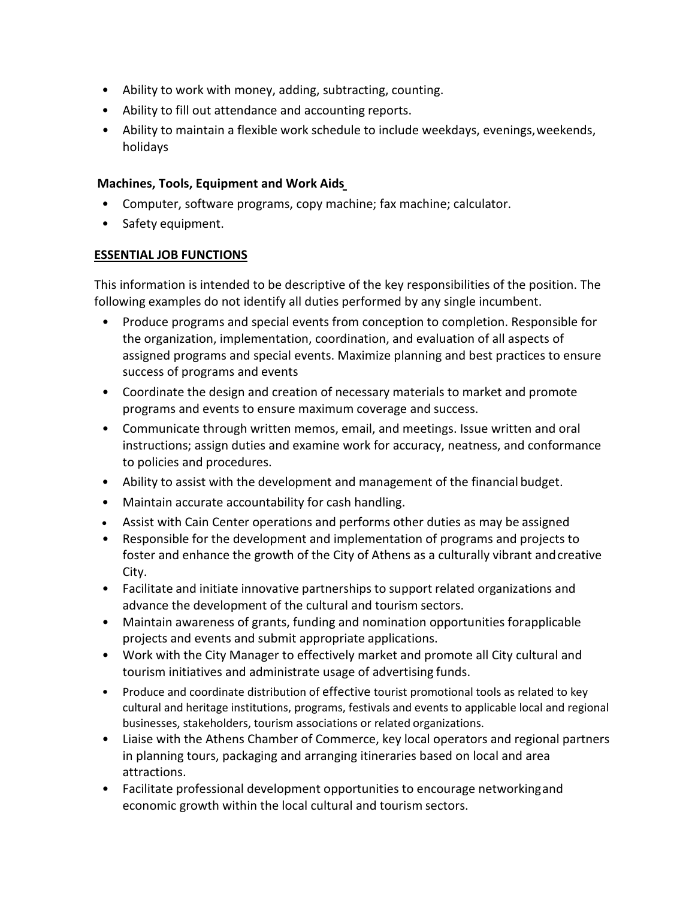- Ability to work with money, adding, subtracting, counting.
- Ability to fill out attendance and accounting reports.
- Ability to maintain a flexible work schedule to include weekdays, evenings, weekends, holidays

**Machines, Tools, Equipment and Work Aids**

- Computer, software programs, copy machine; fax machine; calculator.
- Safety equipment.

## ESSENTIAL JOB FUNCTIONS

This information is intended to be descriptive of the key responsibilities of the position. The following examples do not identify all duties performed by any single incumbent.

- Produce programs and special events from conception to completion. Responsible for the organization, implementation, coordination, and evaluation of all aspects of assigned programs and special events. Maximize planning and best practices to ensure success of programs and events
- Coordinate the design and creation of necessary materials to market and promote programs and events to ensure maximum coverage and success.
- Communicate through written memos, email, and meetings. Issue written and oral instructions; assign duties and examine work for accuracy, neatness, and conformance to policies and procedures.
- Ability to assist with the development and management of the financial budget.
- Maintain accurate accountability for cash handling.
- Assist with Cain Center operations and performs other duties as may be assigned
- Responsible for the development and implementation of programs and projects to foster and enhance the growth of the City of Athens as a culturally vibrant and creative City.
- Facilitate and initiate innovative partnerships to support related organizations and advance the development of the cultural and tourism sectors.
- Maintain awareness of grants, funding and nomination opportunities for applicable projects and events and submit appropriate applications.
- Work with the City Manager to effectively market and promote all City cultural and tourism initiatives and administrate usage of advertising funds.
- Produce and coordinate distribution of effective tourist promotional tools as related to key cultural and heritage institutions, programs, festivals and events to applicable local and regional businesses, stakeholders, tourism associations or related organizations.
- Liaise with the Athens Chamber of Commerce, key local operators and regional partners in planning tours, packaging and arranging itineraries based on local and area attractions.
- Facilitate professional development opportunities to encourage networking and economic growth within the local cultural and tourism sectors.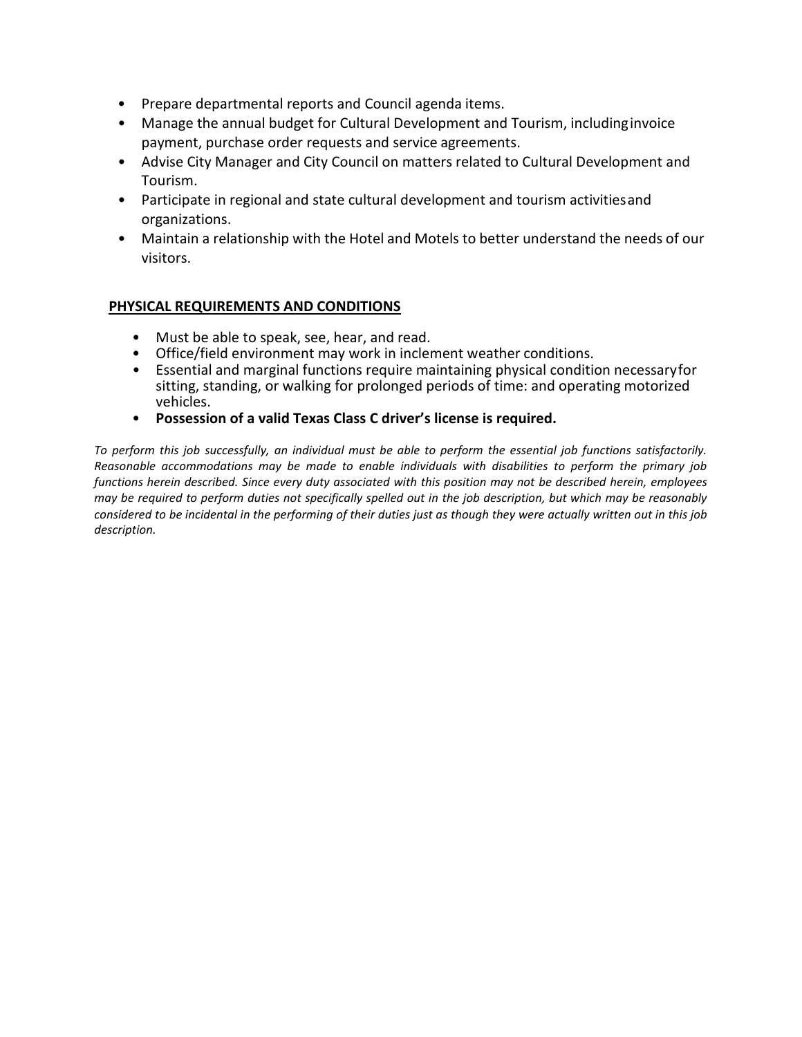- Prepare departmental reports and Council agenda items.
- Manage the annual budget for Cultural Development and Tourism, including invoice payment, purchase order requests and service agreements.
- Advise City Manager and City Council on matters related to Cultural Development and Tourism.
- Participate in regional and state cultural development and tourism activities and organizations.
- Maintain a relationship with the Hotel and Motels to better understand the needs of our visitors.

## PHYSICAL REQUIREMENTS AND CONDITIONS

- Must be able to speak, see, hear, and read.
- Office/field environment may work in inclement weather conditions.
- Essential and marginal functions require maintaining physical condition necessary for sitting, standing, or walking for prolonged periods of time: and operating motorized vehicles.
- **Possession of a valid Texas Class C driver's license is required.**

*To perform this job successfully, an individual must be able to perform the essential job functions satisfactorily. Reasonable accommodations may be made to enable individuals with disabilities to perform the primary job functions herein described. Since every duty associated with this position may not be described herein, employees may be required to perform duties not specifically spelled out in the job description, but which may be reasonably considered to be incidental in the performing of their duties just as though they were actually written out in this job description.*